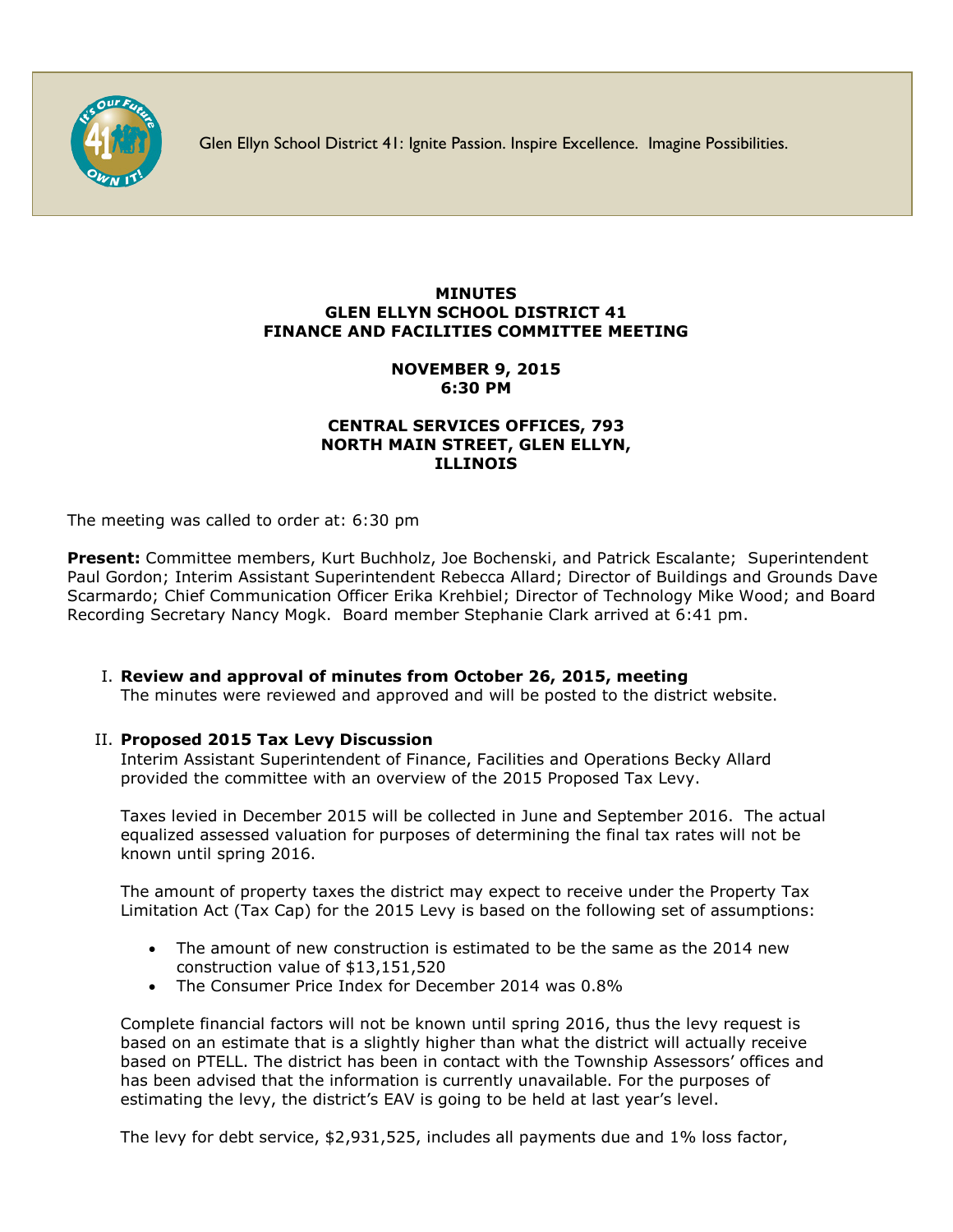Glen Ellyn School District 41: Ignite Passion. Inspire Excellence. Imagine Possibilities.

**MINUTES**
**GLEN ELLYN SCHOOL DISTRICT 41**
**FINANCE AND FACILITIES COMMITTEE MEETING**

**NOVEMBER 9, 2015**
**6:30 PM**

**CENTRAL SERVICES OFFICES, 793 NORTH MAIN STREET, GLEN ELLYN, ILLINOIS**

The meeting was called to order at: 6:30 pm

**Present:** Committee members, Kurt Buchholz, Joe Bochenski, and Patrick Escalante; Superintendent Paul Gordon; Interim Assistant Superintendent Rebecca Allard; Director of Buildings and Grounds Dave Scarmardo; Chief Communication Officer Erika Krehbiel; Director of Technology Mike Wood; and Board Recording Secretary Nancy Mogk. Board member Stephanie Clark arrived at 6:41 pm.

I. **Review and approval of minutes from October 26, 2015, meeting**
The minutes were reviewed and approved and will be posted to the district website.

II. **Proposed 2015 Tax Levy Discussion**
Interim Assistant Superintendent of Finance, Facilities and Operations Becky Allard provided the committee with an overview of the 2015 Proposed Tax Levy.

Taxes levied in December 2015 will be collected in June and September 2016. The actual equalized assessed valuation for purposes of determining the final tax rates will not be known until spring 2016.

The amount of property taxes the district may expect to receive under the Property Tax Limitation Act (Tax Cap) for the 2015 Levy is based on the following set of assumptions:

- The amount of new construction is estimated to be the same as the 2014 new construction value of $13,151,520
- The Consumer Price Index for December 2014 was 0.8%

Complete financial factors will not be known until spring 2016, thus the levy request is based on an estimate that is a slightly higher than what the district will actually receive based on PTELL. The district has been in contact with the Township Assessors' offices and has been advised that the information is currently unavailable. For the purposes of estimating the levy, the district's EAV is going to be held at last year's level.

The levy for debt service, $2,931,525, includes all payments due and 1% loss factor,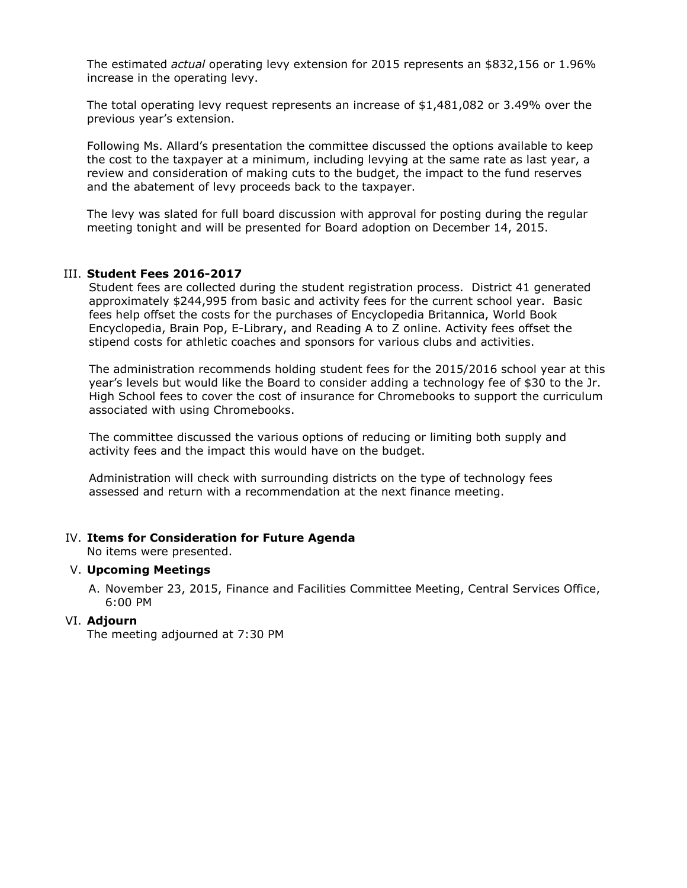The estimated *actual* operating levy extension for 2015 represents an $832,156 or 1.96% increase in the operating levy.

The total operating levy request represents an increase of $1,481,082 or 3.49% over the previous year's extension.

Following Ms. Allard's presentation the committee discussed the options available to keep the cost to the taxpayer at a minimum, including levying at the same rate as last year, a review and consideration of making cuts to the budget, the impact to the fund reserves and the abatement of levy proceeds back to the taxpayer.

The levy was slated for full board discussion with approval for posting during the regular meeting tonight and will be presented for Board adoption on December 14, 2015.

III. **Student Fees 2016-2017**

Student fees are collected during the student registration process. District 41 generated approximately $244,995 from basic and activity fees for the current school year. Basic fees help offset the costs for the purchases of Encyclopedia Britannica, World Book Encyclopedia, Brain Pop, E-Library, and Reading A to Z online. Activity fees offset the stipend costs for athletic coaches and sponsors for various clubs and activities.

The administration recommends holding student fees for the 2015/2016 school year at this year's levels but would like the Board to consider adding a technology fee of $30 to the Jr. High School fees to cover the cost of insurance for Chromebooks to support the curriculum associated with using Chromebooks.

The committee discussed the various options of reducing or limiting both supply and activity fees and the impact this would have on the budget.

Administration will check with surrounding districts on the type of technology fees assessed and return with a recommendation at the next finance meeting.

IV. **Items for Consideration for Future Agenda**

No items were presented.

V. **Upcoming Meetings**

A. November 23, 2015, Finance and Facilities Committee Meeting, Central Services Office, 6:00 PM

VI. **Adjourn**

The meeting adjourned at 7:30 PM